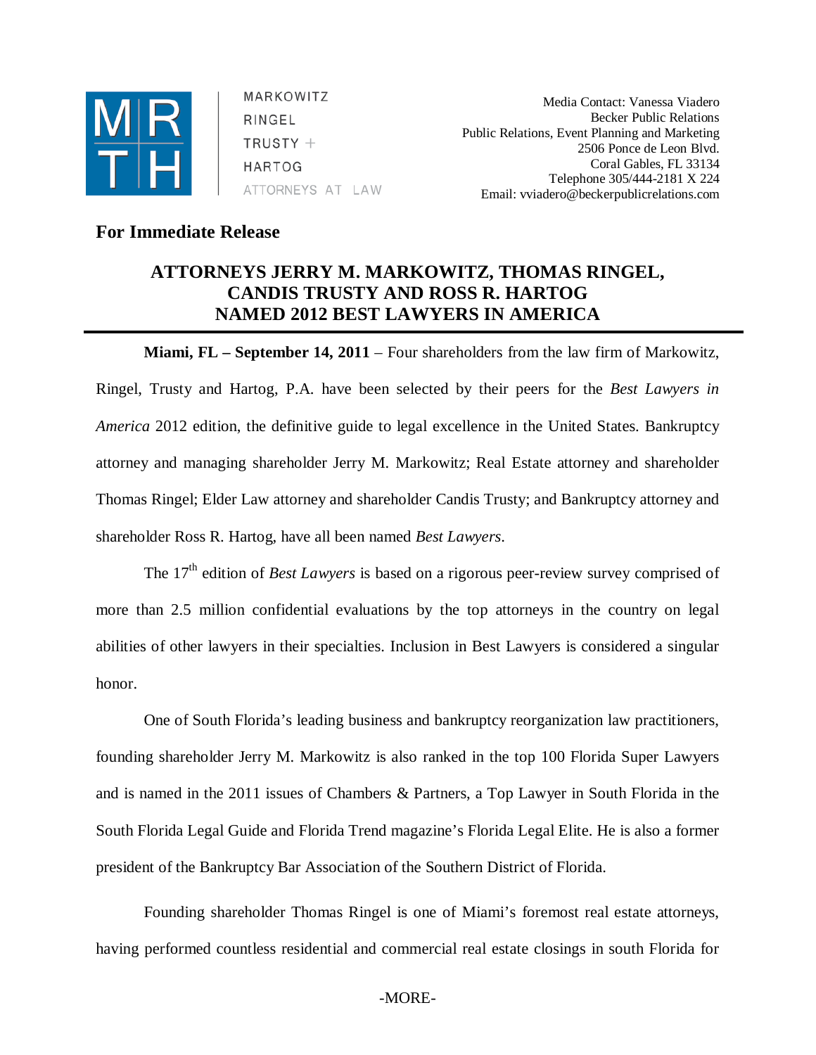MARKOWITZ
RINGEL
TRUSTY +
HARTOG
ATTORNEYS AT LAW

Media Contact: Vanessa Viadero
Becker Public Relations
Public Relations, Event Planning and Marketing
2506 Ponce de Leon Blvd.
Coral Gables, FL 33134
Telephone 305/444-2181 X 224
Email: vviadero@beckerpublicrelations.com

**For Immediate Release**

## ATTORNEYS JERRY M. MARKOWITZ, THOMAS RINGEL, CANDIS TRUSTY AND ROSS R. HARTOG NAMED 2012 BEST LAWYERS IN AMERICA

**Miami, FL – September 14, 2011** – Four shareholders from the law firm of Markowitz, Ringel, Trusty and Hartog, P.A. have been selected by their peers for the *Best Lawyers in America* 2012 edition, the definitive guide to legal excellence in the United States. Bankruptcy attorney and managing shareholder Jerry M. Markowitz; Real Estate attorney and shareholder Thomas Ringel; Elder Law attorney and shareholder Candis Trusty; and Bankruptcy attorney and shareholder Ross R. Hartog, have all been named *Best Lawyers*.

The 17th edition of *Best Lawyers* is based on a rigorous peer-review survey comprised of more than 2.5 million confidential evaluations by the top attorneys in the country on legal abilities of other lawyers in their specialties. Inclusion in Best Lawyers is considered a singular honor.

One of South Florida's leading business and bankruptcy reorganization law practitioners, founding shareholder Jerry M. Markowitz is also ranked in the top 100 Florida Super Lawyers and is named in the 2011 issues of Chambers & Partners, a Top Lawyer in South Florida in the South Florida Legal Guide and Florida Trend magazine's Florida Legal Elite. He is also a former president of the Bankruptcy Bar Association of the Southern District of Florida.

Founding shareholder Thomas Ringel is one of Miami's foremost real estate attorneys, having performed countless residential and commercial real estate closings in south Florida for

-MORE-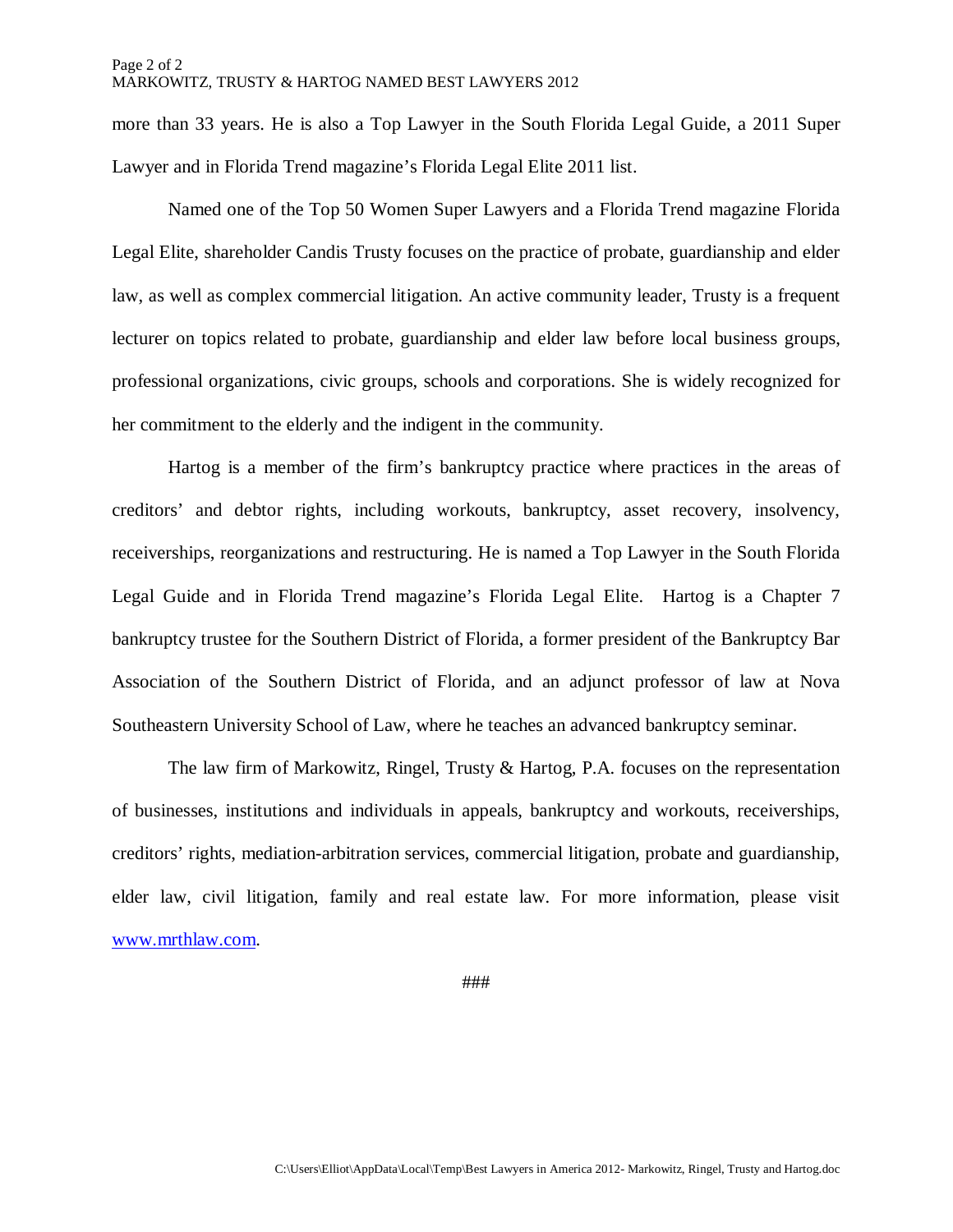more than 33 years. He is also a Top Lawyer in the South Florida Legal Guide, a 2011 Super Lawyer and in Florida Trend magazine's Florida Legal Elite 2011 list.

Named one of the Top 50 Women Super Lawyers and a Florida Trend magazine Florida Legal Elite, shareholder Candis Trusty focuses on the practice of probate, guardianship and elder law, as well as complex commercial litigation. An active community leader, Trusty is a frequent lecturer on topics related to probate, guardianship and elder law before local business groups, professional organizations, civic groups, schools and corporations. She is widely recognized for her commitment to the elderly and the indigent in the community.

Hartog is a member of the firm's bankruptcy practice where practices in the areas of creditors' and debtor rights, including workouts, bankruptcy, asset recovery, insolvency, receiverships, reorganizations and restructuring. He is named a Top Lawyer in the South Florida Legal Guide and in Florida Trend magazine's Florida Legal Elite. Hartog is a Chapter 7 bankruptcy trustee for the Southern District of Florida, a former president of the Bankruptcy Bar Association of the Southern District of Florida, and an adjunct professor of law at Nova Southeastern University School of Law, where he teaches an advanced bankruptcy seminar.

The law firm of Markowitz, Ringel, Trusty & Hartog, P.A. focuses on the representation of businesses, institutions and individuals in appeals, bankruptcy and workouts, receiverships, creditors' rights, mediation-arbitration services, commercial litigation, probate and guardianship, elder law, civil litigation, family and real estate law. For more information, please visit www.mrthlaw.com.

###